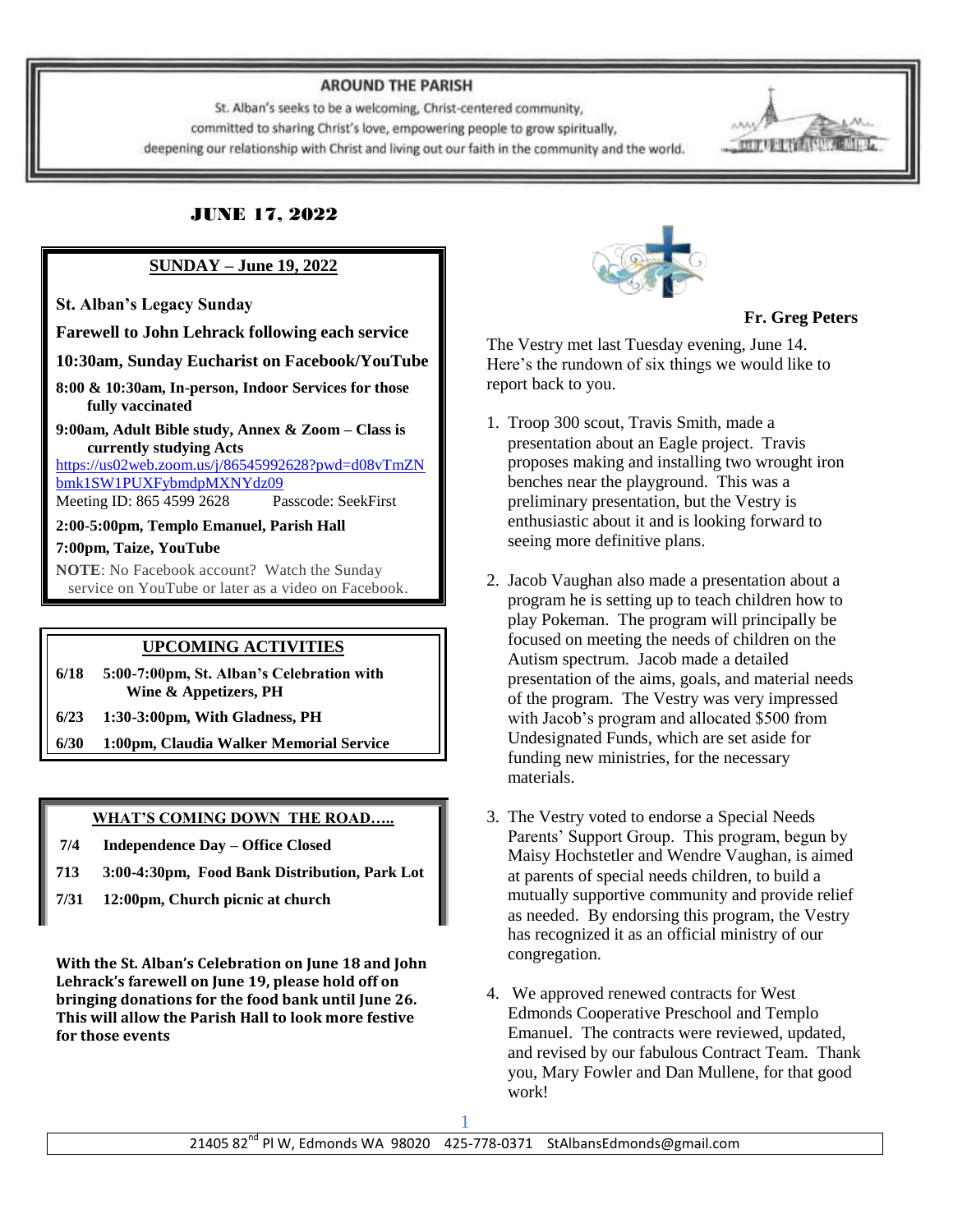# AROUND THE PARISH

St. Alban's seeks to be a welcoming, Christ-centered community, committed to sharing Christ's love, empowering people to grow spiritually, deepening our relationship with Christ and living out our faith in the community and the world.

## JUNE 17, 2022

### SUNDAY – June 19, 2022

**St. Alban's Legacy Sunday**

**Farewell to John Lehrack following each service**

**10:30am, Sunday Eucharist on Facebook/YouTube**

**8:00 & 10:30am, In-person, Indoor Services for those fully vaccinated**

**9:00am, Adult Bible study, Annex & Zoom – Class is currently studying Acts**
https://us02web.zoom.us/j/86545992628?pwd=d08vTmZNbmk1SW1PUXFybmdpMXNYdz09
Meeting ID: 865 4599 2628  Passcode: SeekFirst

**2:00-5:00pm, Templo Emanuel, Parish Hall**

**7:00pm, Taize, YouTube**

**NOTE**: No Facebook account? Watch the Sunday service on YouTube or later as a video on Facebook.

### UPCOMING ACTIVITIES

| | |
|---|---|
| 6/18 | 5:00-7:00pm, St. Alban's Celebration with Wine & Appetizers, PH |
| 6/23 | 1:30-3:00pm, With Gladness, PH |
| 6/30 | 1:00pm, Claudia Walker Memorial Service |

### WHAT'S COMING DOWN THE ROAD…..

| | |
|---|---|
| 7/4 | Independence Day – Office Closed |
| 713 | 3:00-4:30pm, Food Bank Distribution, Park Lot |
| 7/31 | 12:00pm, Church picnic at church |

**With the St. Alban's Celebration on June 18 and John Lehrack's farewell on June 19, please hold off on bringing donations for the food bank until June 26. This will allow the Parish Hall to look more festive for those events**

**Fr. Greg Peters**

The Vestry met last Tuesday evening, June 14. Here's the rundown of six things we would like to report back to you.

1. Troop 300 scout, Travis Smith, made a presentation about an Eagle project. Travis proposes making and installing two wrought iron benches near the playground. This was a preliminary presentation, but the Vestry is enthusiastic about it and is looking forward to seeing more definitive plans.

2. Jacob Vaughan also made a presentation about a program he is setting up to teach children how to play Pokeman. The program will principally be focused on meeting the needs of children on the Autism spectrum. Jacob made a detailed presentation of the aims, goals, and material needs of the program. The Vestry was very impressed with Jacob's program and allocated $500 from Undesignated Funds, which are set aside for funding new ministries, for the necessary materials.

3. The Vestry voted to endorse a Special Needs Parents' Support Group. This program, begun by Maisy Hochstetler and Wendre Vaughan, is aimed at parents of special needs children, to build a mutually supportive community and provide relief as needed. By endorsing this program, the Vestry has recognized it as an official ministry of our congregation.

4. We approved renewed contracts for West Edmonds Cooperative Preschool and Templo Emanuel. The contracts were reviewed, updated, and revised by our fabulous Contract Team. Thank you, Mary Fowler and Dan Mullene, for that good work!

21405 82nd Pl W, Edmonds WA 98020  425-778-0371  StAlbansEdmonds@gmail.com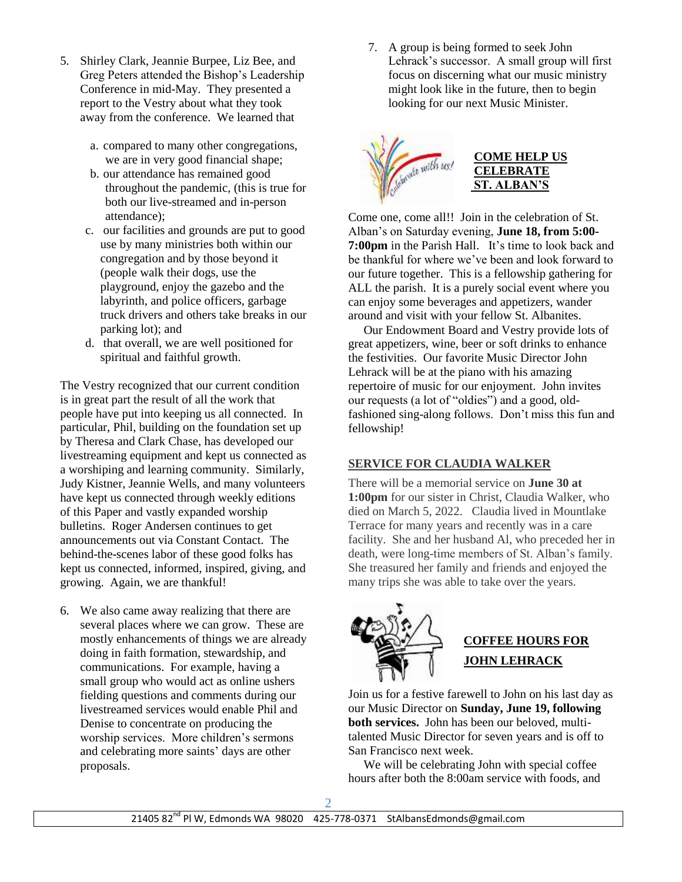5. Shirley Clark, Jeannie Burpee, Liz Bee, and Greg Peters attended the Bishop's Leadership Conference in mid-May. They presented a report to the Vestry about what they took away from the conference. We learned that

   a. compared to many other congregations, we are in very good financial shape;
   b. our attendance has remained good throughout the pandemic, (this is true for both our live-streamed and in-person attendance);
   c. our facilities and grounds are put to good use by many ministries both within our congregation and by those beyond it (people walk their dogs, use the playground, enjoy the gazebo and the labyrinth, and police officers, garbage truck drivers and others take breaks in our parking lot); and
   d. that overall, we are well positioned for spiritual and faithful growth.

The Vestry recognized that our current condition is in great part the result of all the work that people have put into keeping us all connected. In particular, Phil, building on the foundation set up by Theresa and Clark Chase, has developed our livestreaming equipment and kept us connected as a worshiping and learning community. Similarly, Judy Kistner, Jeannie Wells, and many volunteers have kept us connected through weekly editions of this Paper and vastly expanded worship bulletins. Roger Andersen continues to get announcements out via Constant Contact. The behind-the-scenes labor of these good folks has kept us connected, informed, inspired, giving, and growing. Again, we are thankful!

6. We also came away realizing that there are several places where we can grow. These are mostly enhancements of things we are already doing in faith formation, stewardship, and communications. For example, having a small group who would act as online ushers fielding questions and comments during our livestreamed services would enable Phil and Denise to concentrate on producing the worship services. More children's sermons and celebrating more saints' days are other proposals.

7. A group is being formed to seek John Lehrack's successor. A small group will first focus on discerning what our music ministry might look like in the future, then to begin looking for our next Music Minister.

## COME HELP US CELEBRATE ST. ALBAN'S

Come one, come all!! Join in the celebration of St. Alban's on Saturday evening, **June 18, from 5:00-7:00pm** in the Parish Hall. It's time to look back and be thankful for where we've been and look forward to our future together. This is a fellowship gathering for ALL the parish. It is a purely social event where you can enjoy some beverages and appetizers, wander around and visit with your fellow St. Albanites.

Our Endowment Board and Vestry provide lots of great appetizers, wine, beer or soft drinks to enhance the festivities. Our favorite Music Director John Lehrack will be at the piano with his amazing repertoire of music for our enjoyment. John invites our requests (a lot of "oldies") and a good, old-fashioned sing-along follows. Don't miss this fun and fellowship!

## SERVICE FOR CLAUDIA WALKER

There will be a memorial service on **June 30 at 1:00pm** for our sister in Christ, Claudia Walker, who died on March 5, 2022. Claudia lived in Mountlake Terrace for many years and recently was in a care facility. She and her husband Al, who preceded her in death, were long-time members of St. Alban's family. She treasured her family and friends and enjoyed the many trips she was able to take over the years.

## COFFEE HOURS FOR JOHN LEHRACK

Join us for a festive farewell to John on his last day as our Music Director on **Sunday, June 19, following both services.** John has been our beloved, multi-talented Music Director for seven years and is off to San Francisco next week.

We will be celebrating John with special coffee hours after both the 8:00am service with foods, and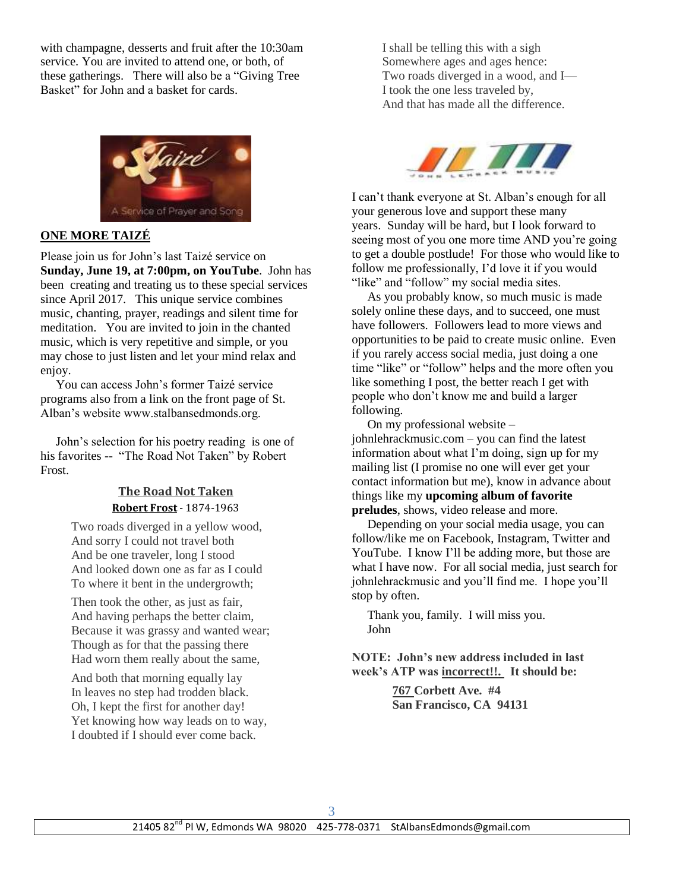with champagne, desserts and fruit after the 10:30am service. You are invited to attend one, or both, of these gatherings. There will also be a "Giving Tree Basket" for John and a basket for cards.

## ONE MORE TAIZÉ

Please join us for John's last Taizé service on **Sunday, June 19, at 7:00pm, on YouTube**. John has been creating and treating us to these special services since April 2017. This unique service combines music, chanting, prayer, readings and silent time for meditation. You are invited to join in the chanted music, which is very repetitive and simple, or you may chose to just listen and let your mind relax and enjoy.

You can access John's former Taizé service programs also from a link on the front page of St. Alban's website www.stalbansedmonds.org.

John's selection for his poetry reading is one of his favorites -- "The Road Not Taken" by Robert Frost.

### The Road Not Taken

**Robert Frost** - 1874-1963

Two roads diverged in a yellow wood,
And sorry I could not travel both
And be one traveler, long I stood
And looked down one as far as I could
To where it bent in the undergrowth;

Then took the other, as just as fair,
And having perhaps the better claim,
Because it was grassy and wanted wear;
Though as for that the passing there
Had worn them really about the same,

And both that morning equally lay
In leaves no step had trodden black.
Oh, I kept the first for another day!
Yet knowing how way leads on to way,
I doubted if I should ever come back.

I shall be telling this with a sigh
Somewhere ages and ages hence:
Two roads diverged in a wood, and I—
I took the one less traveled by,
And that has made all the difference.

I can't thank everyone at St. Alban's enough for all your generous love and support these many years. Sunday will be hard, but I look forward to seeing most of you one more time AND you're going to get a double postlude! For those who would like to follow me professionally, I'd love it if you would "like" and "follow" my social media sites.

As you probably know, so much music is made solely online these days, and to succeed, one must have followers. Followers lead to more views and opportunities to be paid to create music online. Even if you rarely access social media, just doing a one time "like" or "follow" helps and the more often you like something I post, the better reach I get with people who don't know me and build a larger following.

On my professional website – johnlehrackmusic.com – you can find the latest information about what I'm doing, sign up for my mailing list (I promise no one will ever get your contact information but me), know in advance about things like my **upcoming album of favorite preludes**, shows, video release and more.

Depending on your social media usage, you can follow/like me on Facebook, Instagram, Twitter and YouTube. I know I'll be adding more, but those are what I have now. For all social media, just search for johnlehrackmusic and you'll find me. I hope you'll stop by often.

Thank you, family. I will miss you.
John

**NOTE: John's new address included in last week's ATP was incorrect!!. It should be:**

**767 Corbett Ave. #4**
**San Francisco, CA 94131**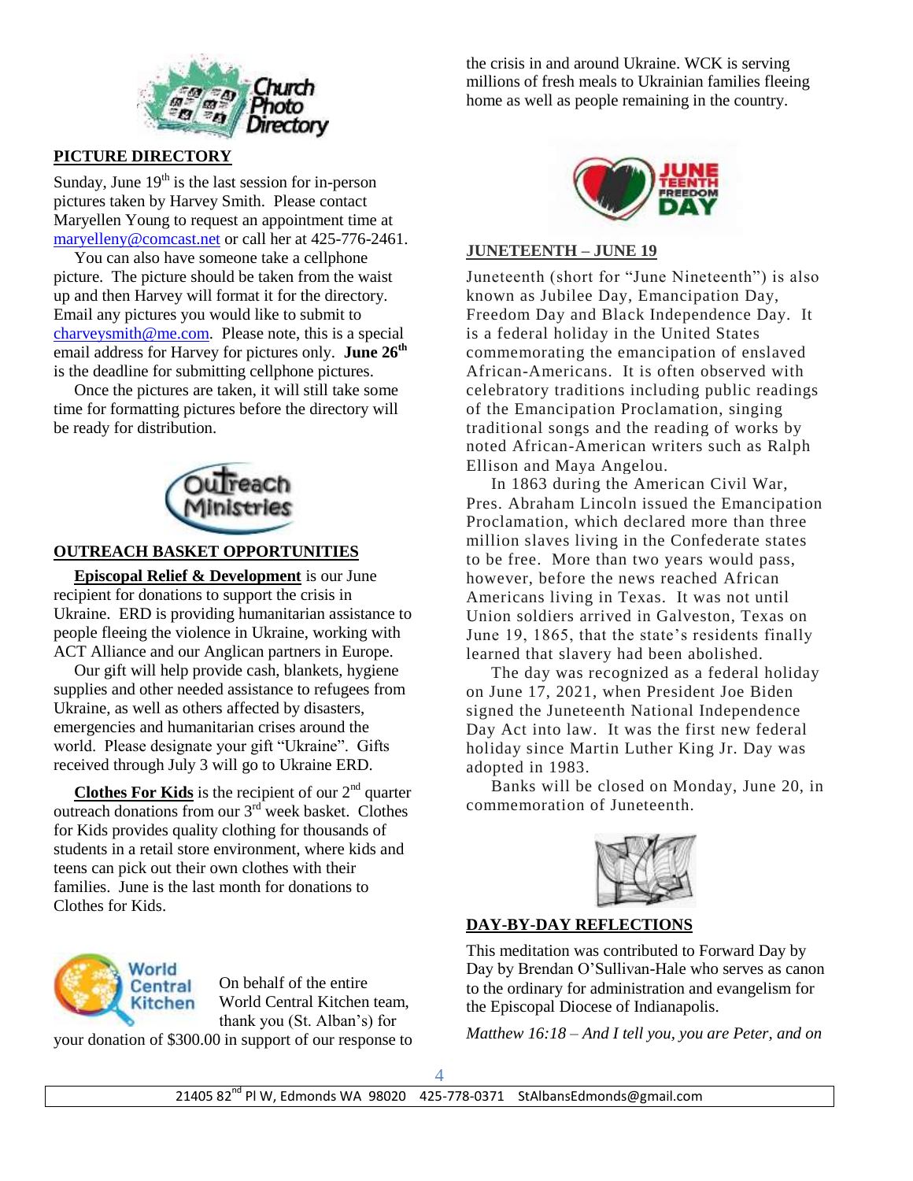## PICTURE DIRECTORY

Sunday, June 19th is the last session for in-person pictures taken by Harvey Smith. Please contact Maryellen Young to request an appointment time at maryelleny@comcast.net or call her at 425-776-2461.

You can also have someone take a cellphone picture. The picture should be taken from the waist up and then Harvey will format it for the directory. Email any pictures you would like to submit to charveysmith@me.com. Please note, this is a special email address for Harvey for pictures only. **June 26th** is the deadline for submitting cellphone pictures.

Once the pictures are taken, it will still take some time for formatting pictures before the directory will be ready for distribution.

## OUTREACH BASKET OPPORTUNITIES

**Episcopal Relief & Development** is our June recipient for donations to support the crisis in Ukraine. ERD is providing humanitarian assistance to people fleeing the violence in Ukraine, working with ACT Alliance and our Anglican partners in Europe.

Our gift will help provide cash, blankets, hygiene supplies and other needed assistance to refugees from Ukraine, as well as others affected by disasters, emergencies and humanitarian crises around the world. Please designate your gift "Ukraine". Gifts received through July 3 will go to Ukraine ERD.

**Clothes For Kids** is the recipient of our 2nd quarter outreach donations from our 3rd week basket. Clothes for Kids provides quality clothing for thousands of students in a retail store environment, where kids and teens can pick out their own clothes with their families. June is the last month for donations to Clothes for Kids.

On behalf of the entire World Central Kitchen team, thank you (St. Alban's) for your donation of $300.00 in support of our response to the crisis in and around Ukraine. WCK is serving millions of fresh meals to Ukrainian families fleeing home as well as people remaining in the country.

## JUNETEENTH – JUNE 19

Juneteenth (short for "June Nineteenth") is also known as Jubilee Day, Emancipation Day, Freedom Day and Black Independence Day. It is a federal holiday in the United States commemorating the emancipation of enslaved African-Americans. It is often observed with celebratory traditions including public readings of the Emancipation Proclamation, singing traditional songs and the reading of works by noted African-American writers such as Ralph Ellison and Maya Angelou.

In 1863 during the American Civil War, Pres. Abraham Lincoln issued the Emancipation Proclamation, which declared more than three million slaves living in the Confederate states to be free. More than two years would pass, however, before the news reached African Americans living in Texas. It was not until Union soldiers arrived in Galveston, Texas on June 19, 1865, that the state's residents finally learned that slavery had been abolished.

The day was recognized as a federal holiday on June 17, 2021, when President Joe Biden signed the Juneteenth National Independence Day Act into law. It was the first new federal holiday since Martin Luther King Jr. Day was adopted in 1983.

Banks will be closed on Monday, June 20, in commemoration of Juneteenth.

## DAY-BY-DAY REFLECTIONS

This meditation was contributed to Forward Day by Day by Brendan O'Sullivan-Hale who serves as canon to the ordinary for administration and evangelism for the Episcopal Diocese of Indianapolis.

*Matthew 16:18 – And I tell you, you are Peter, and on*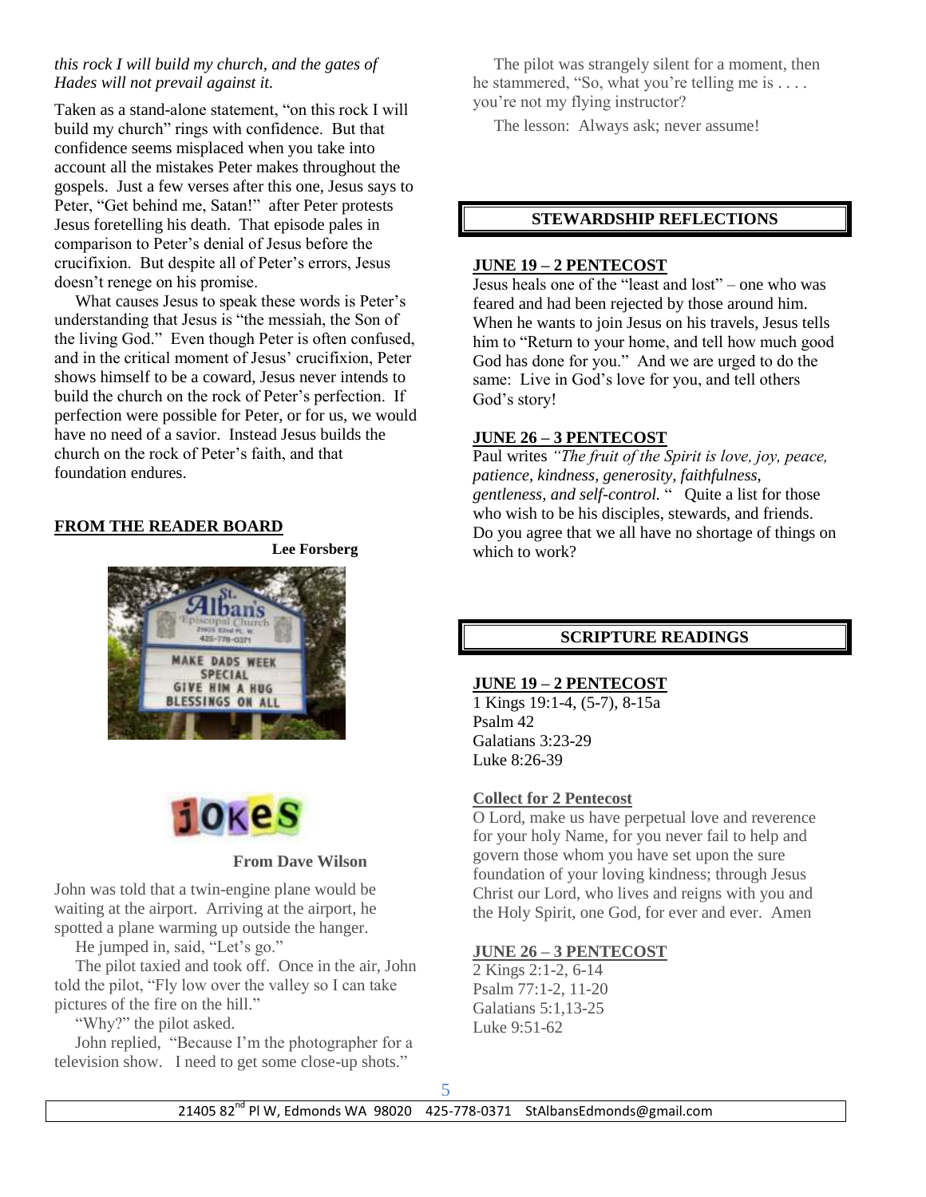*this rock I will build my church, and the gates of Hades will not prevail against it.*

Taken as a stand-alone statement, "on this rock I will build my church" rings with confidence. But that confidence seems misplaced when you take into account all the mistakes Peter makes throughout the gospels. Just a few verses after this one, Jesus says to Peter, "Get behind me, Satan!" after Peter protests Jesus foretelling his death. That episode pales in comparison to Peter's denial of Jesus before the crucifixion. But despite all of Peter's errors, Jesus doesn't renege on his promise.

What causes Jesus to speak these words is Peter's understanding that Jesus is "the messiah, the Son of the living God." Even though Peter is often confused, and in the critical moment of Jesus' crucifixion, Peter shows himself to be a coward, Jesus never intends to build the church on the rock of Peter's perfection. If perfection were possible for Peter, or for us, we would have no need of a savior. Instead Jesus builds the church on the rock of Peter's faith, and that foundation endures.

## FROM THE READER BOARD

**Lee Forsberg**

MAKE DADS WEEK SPECIAL GIVE HIM A HUG BLESSINGS ON ALL

## jOKeS

**From Dave Wilson**

John was told that a twin-engine plane would be waiting at the airport. Arriving at the airport, he spotted a plane warming up outside the hanger.

He jumped in, said, "Let's go."

The pilot taxied and took off. Once in the air, John told the pilot, "Fly low over the valley so I can take pictures of the fire on the hill."

"Why?" the pilot asked.

John replied, "Because I'm the photographer for a television show. I need to get some close-up shots."

The pilot was strangely silent for a moment, then he stammered, "So, what you're telling me is . . . . you're not my flying instructor?

The lesson: Always ask; never assume!

## STEWARDSHIP REFLECTIONS

**JUNE 19 – 2 PENTECOST**

Jesus heals one of the "least and lost" – one who was feared and had been rejected by those around him. When he wants to join Jesus on his travels, Jesus tells him to "Return to your home, and tell how much good God has done for you." And we are urged to do the same: Live in God's love for you, and tell others God's story!

**JUNE 26 – 3 PENTECOST**

Paul writes *"The fruit of the Spirit is love, joy, peace, patience, kindness, generosity, faithfulness, gentleness, and self-control.* " Quite a list for those who wish to be his disciples, stewards, and friends. Do you agree that we all have no shortage of things on which to work?

## SCRIPTURE READINGS

**JUNE 19 – 2 PENTECOST**

1 Kings 19:1-4, (5-7), 8-15a
Psalm 42
Galatians 3:23-29
Luke 8:26-39

**Collect for 2 Pentecost**

O Lord, make us have perpetual love and reverence for your holy Name, for you never fail to help and govern those whom you have set upon the sure foundation of your loving kindness; through Jesus Christ our Lord, who lives and reigns with you and the Holy Spirit, one God, for ever and ever. Amen

**JUNE 26 – 3 PENTECOST**

2 Kings 2:1-2, 6-14
Psalm 77:1-2, 11-20
Galatians 5:1,13-25
Luke 9:51-62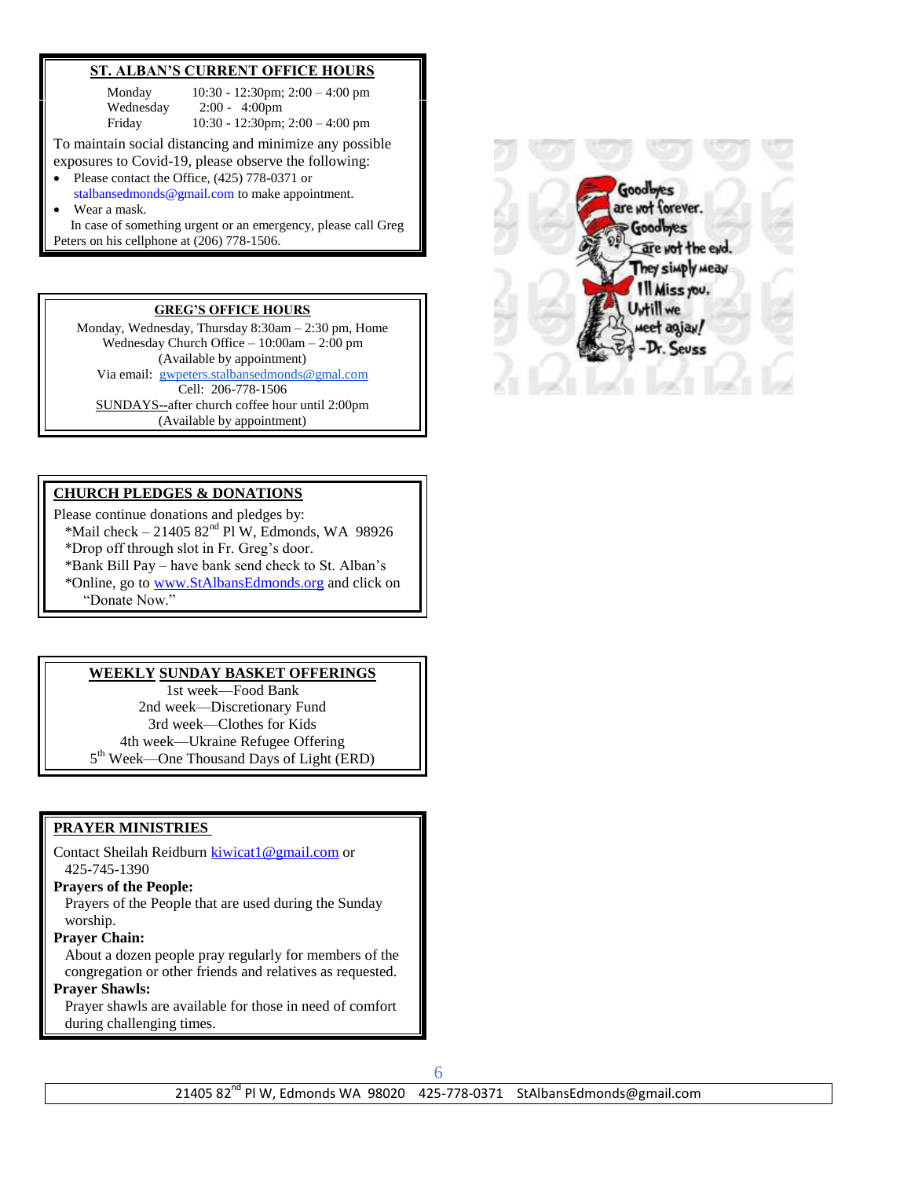## ST. ALBAN'S CURRENT OFFICE HOURS

| | |
|---|---|
| Monday | 10:30 - 12:30pm; 2:00 – 4:00 pm |
| Wednesday | 2:00 - 4:00pm |
| Friday | 10:30 - 12:30pm; 2:00 – 4:00 pm |

To maintain social distancing and minimize any possible exposures to Covid-19, please observe the following:

- Please contact the Office, (425) 778-0371 or stalbansedmonds@gmail.com to make appointment.
- Wear a mask.

In case of something urgent or an emergency, please call Greg Peters on his cellphone at (206) 778-1506.

## GREG'S OFFICE HOURS

Monday, Wednesday, Thursday 8:30am – 2:30 pm, Home
Wednesday Church Office – 10:00am – 2:00 pm
(Available by appointment)
Via email: gwpeters.stalbansedmonds@gmal.com
Cell: 206-778-1506
SUNDAYS--after church coffee hour until 2:00pm
(Available by appointment)

## CHURCH PLEDGES & DONATIONS

Please continue donations and pledges by:
*Mail check – 21405 82nd Pl W, Edmonds, WA 98926
*Drop off through slot in Fr. Greg's door.
*Bank Bill Pay – have bank send check to St. Alban's
*Online, go to www.StAlbansEdmonds.org and click on "Donate Now."

## WEEKLY SUNDAY BASKET OFFERINGS

1st week—Food Bank
2nd week—Discretionary Fund
3rd week—Clothes for Kids
4th week—Ukraine Refugee Offering
5th Week—One Thousand Days of Light (ERD)

## PRAYER MINISTRIES

Contact Sheilah Reidburn kiwicat1@gmail.com or 425-745-1390

**Prayers of the People:**
Prayers of the People that are used during the Sunday worship.

**Prayer Chain:**
About a dozen people pray regularly for members of the congregation or other friends and relatives as requested.

**Prayer Shawls:**
Prayer shawls are available for those in need of comfort during challenging times.

Goodbyes are not forever. Goodbyes are not the end. They simply mean I'll Miss you, Until we meet again! -Dr. Seuss

21405 82nd Pl W, Edmonds WA 98020 425-778-0371 StAlbansEdmonds@gmail.com